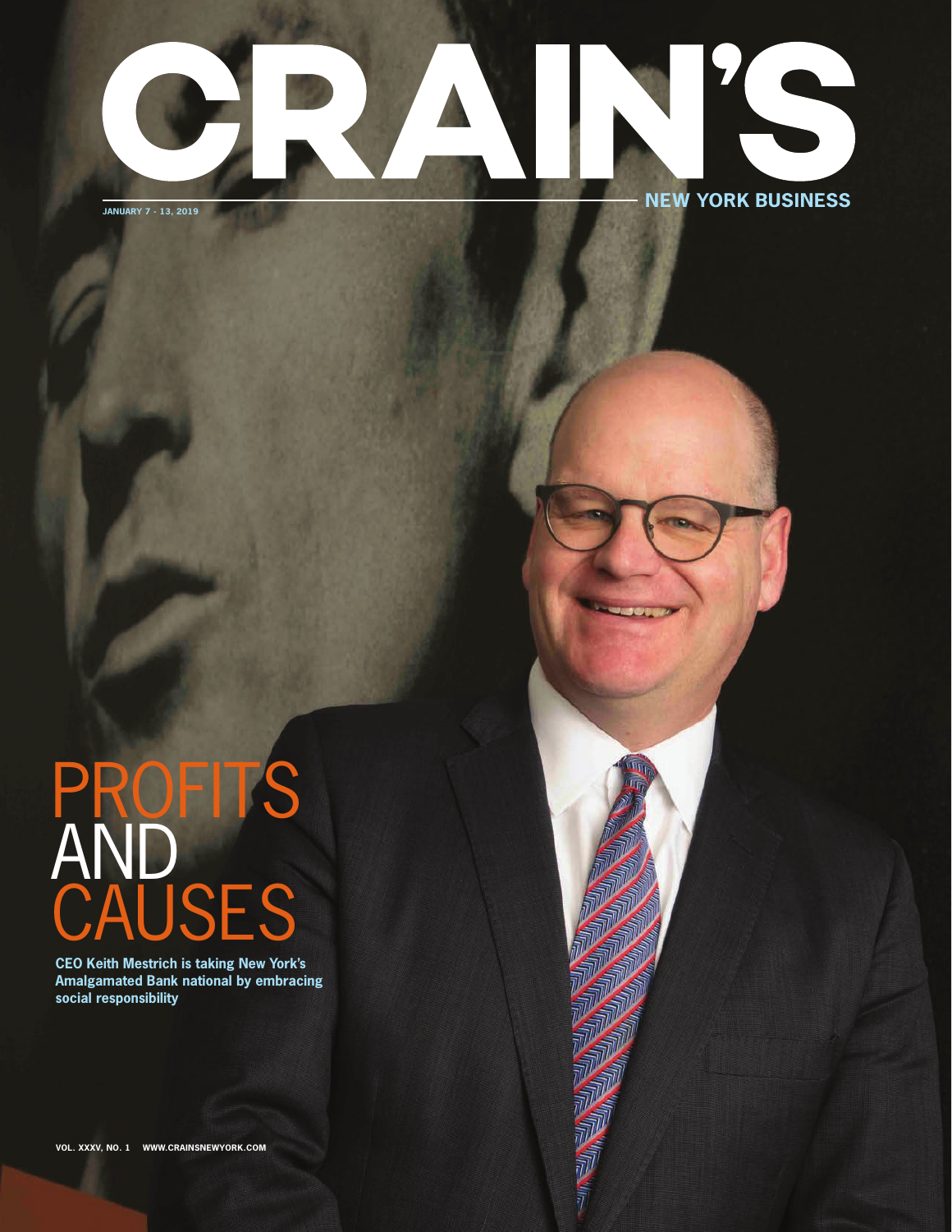# CRAIN'S

NEW YORK BUSINESS

JANUARY 7 - 13, 2019

# PROFITS AND CAUSES

**CEO Keith Mestrich is taking New York's Amalgamated Bank national by embracing social responsibility**

VOL. XXXV, NO. 1 WWW.CRAINSNEWYORK.COM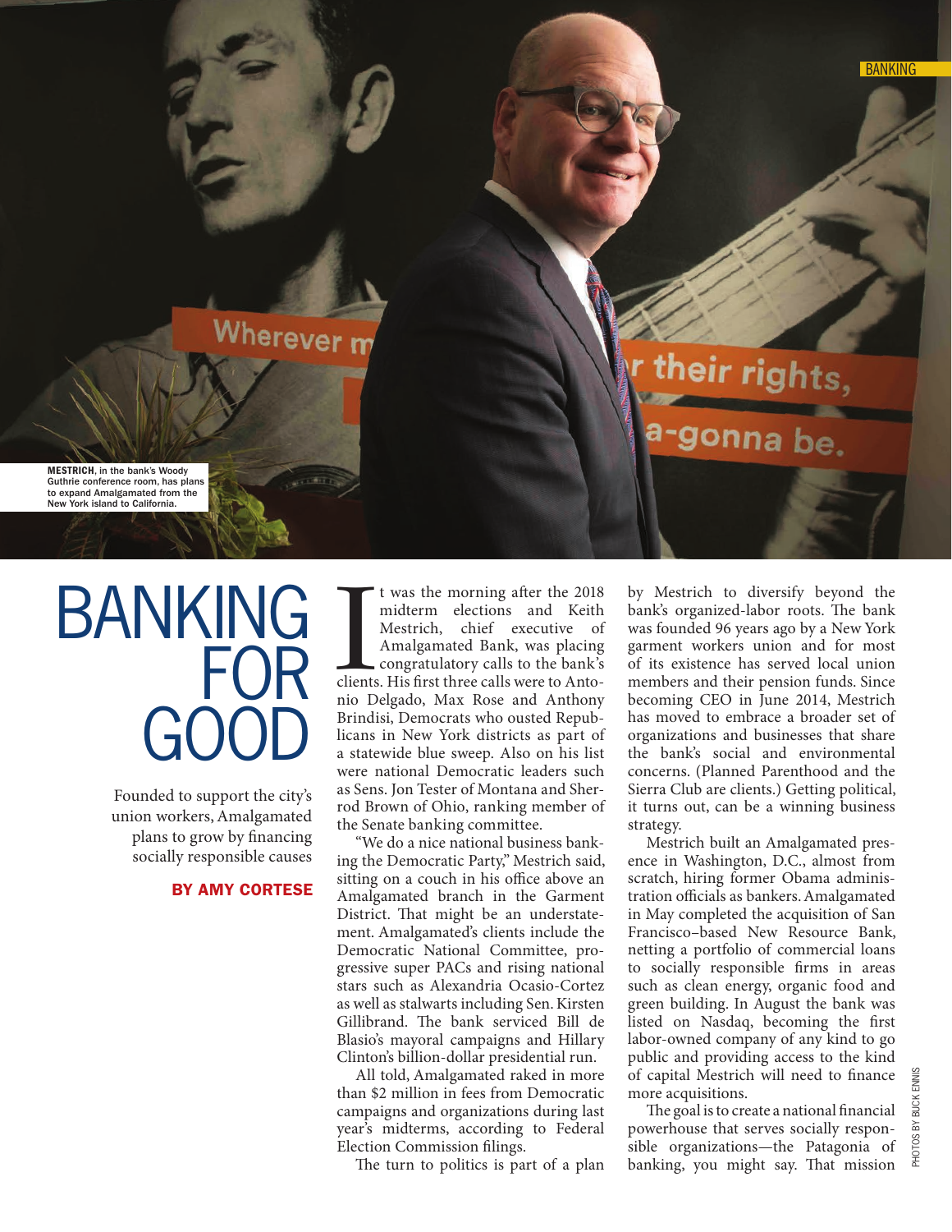MESTRICH, in the bank's Woody Guthrie conference room, has plans to expand Amalgamated from the New York island to California.

# BANKING FOR GOOD

Founded to support the city's union workers, Amalgamated plans to grow by financing socially responsible causes

**BY AMY CORTESE**

It was the morning after the 2018 midterm elections and Keith Mestrich, chief executive of Amalgamated Bank, was placing congratulatory calls to the bank's clients. His first three calls were to Antonio Delgado, Max Rose and Anthony Brindisi, Democrats who ousted Republicans in New York districts as part of a statewide blue sweep. Also on his list were national Democratic leaders such as Sens. Jon Tester of Montana and Sherrod Brown of Ohio, ranking member of the Senate banking committee.

"We do a nice national business banking the Democratic Party," Mestrich said, sitting on a couch in his office above an Amalgamated branch in the Garment District. That might be an understatement. Amalgamated's clients include the Democratic National Committee, progressive super PACs and rising national stars such as Alexandria Ocasio-Cortez as well as stalwarts including Sen. Kirsten Gillibrand. The bank serviced Bill de Blasio's mayoral campaigns and Hillary Clinton's billion-dollar presidential run.

All told, Amalgamated raked in more than $2 million in fees from Democratic campaigns and organizations during last year's midterms, according to Federal Election Commission filings.

The turn to politics is part of a plan by Mestrich to diversify beyond the bank's organized-labor roots. The bank was founded 96 years ago by a New York garment workers union and for most of its existence has served local union members and their pension funds. Since becoming CEO in June 2014, Mestrich has moved to embrace a broader set of organizations and businesses that share the bank's social and environmental concerns. (Planned Parenthood and the Sierra Club are clients.) Getting political, it turns out, can be a winning business strategy.

Mestrich built an Amalgamated presence in Washington, D.C., almost from scratch, hiring former Obama administration officials as bankers. Amalgamated in May completed the acquisition of San Francisco–based New Resource Bank, netting a portfolio of commercial loans to socially responsible firms in areas such as clean energy, organic food and green building. In August the bank was listed on Nasdaq, becoming the first labor-owned company of any kind to go public and providing access to the kind of capital Mestrich will need to finance more acquisitions.

The goal is to create a national financial powerhouse that serves socially responsible organizations—the Patagonia of banking, you might say. That mission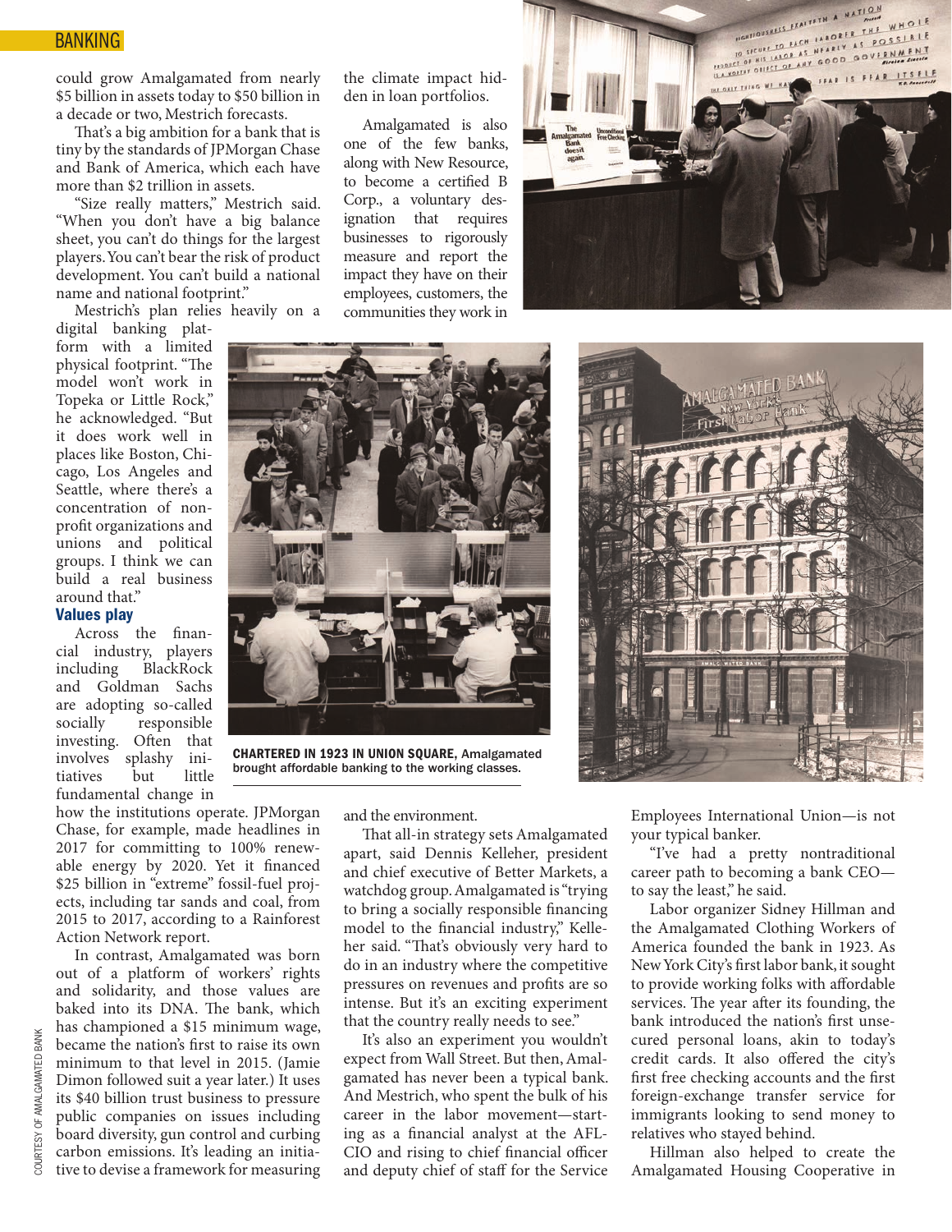could grow Amalgamated from nearly $5 billion in assets today to $50 billion in a decade or two, Mestrich forecasts.

That's a big ambition for a bank that is tiny by the standards of JPMorgan Chase and Bank of America, which each have more than $2 trillion in assets.

"Size really matters," Mestrich said. "When you don't have a big balance sheet, you can't do things for the largest players. You can't bear the risk of product development. You can't build a national name and national footprint."

Mestrich's plan relies heavily on a digital banking platform with a limited physical footprint. "The model won't work in Topeka or Little Rock," he acknowledged. "But it does work well in places like Boston, Chicago, Los Angeles and Seattle, where there's a concentration of nonprofit organizations and unions and political groups. I think we can build a real business around that."

### Values play

Across the financial industry, players including BlackRock and Goldman Sachs are adopting so-called socially responsible investing. Often that involves splashy initiatives but little fundamental change in how the institutions operate. JPMorgan Chase, for example, made headlines in 2017 for committing to 100% renewable energy by 2020. Yet it financed $25 billion in "extreme" fossil-fuel projects, including tar sands and coal, from 2015 to 2017, according to a Rainforest Action Network report.

In contrast, Amalgamated was born out of a platform of workers' rights and solidarity, and those values are baked into its DNA. The bank, which has championed a $15 minimum wage, became the nation's first to raise its own minimum to that level in 2015. (Jamie Dimon followed suit a year later.) It uses its $40 billion trust business to pressure public companies on issues including board diversity, gun control and curbing carbon emissions. It's leading an initiative to devise a framework for measuring the climate impact hidden in loan portfolios.

Amalgamated is also one of the few banks, along with New Resource, to become a certified B Corp., a voluntary designation that requires businesses to rigorously measure and report the impact they have on their employees, customers, the communities they work in and the environment.

**CHARTERED IN 1923 IN UNION SQUARE,** Amalgamated brought affordable banking to the working classes.

That all-in strategy sets Amalgamated apart, said Dennis Kelleher, president and chief executive of Better Markets, a watchdog group. Amalgamated is "trying to bring a socially responsible financing model to the financial industry," Kelleher said. "That's obviously very hard to do in an industry where the competitive pressures on revenues and profits are so intense. But it's an exciting experiment that the country really needs to see."

It's also an experiment you wouldn't expect from Wall Street. But then, Amalgamated has never been a typical bank. And Mestrich, who spent the bulk of his career in the labor movement—starting as a financial analyst at the AFL-CIO and rising to chief financial officer and deputy chief of staff for the Service Employees International Union—is not your typical banker.

"I've had a pretty nontraditional career path to becoming a bank CEO—to say the least," he said.

Labor organizer Sidney Hillman and the Amalgamated Clothing Workers of America founded the bank in 1923. As New York City's first labor bank, it sought to provide working folks with affordable services. The year after its founding, the bank introduced the nation's first unsecured personal loans, akin to today's credit cards. It also offered the city's first free checking accounts and the first foreign-exchange transfer service for immigrants looking to send money to relatives who stayed behind.

Hillman also helped to create the Amalgamated Housing Cooperative in

COURTESY OF AMALGAMATED BANK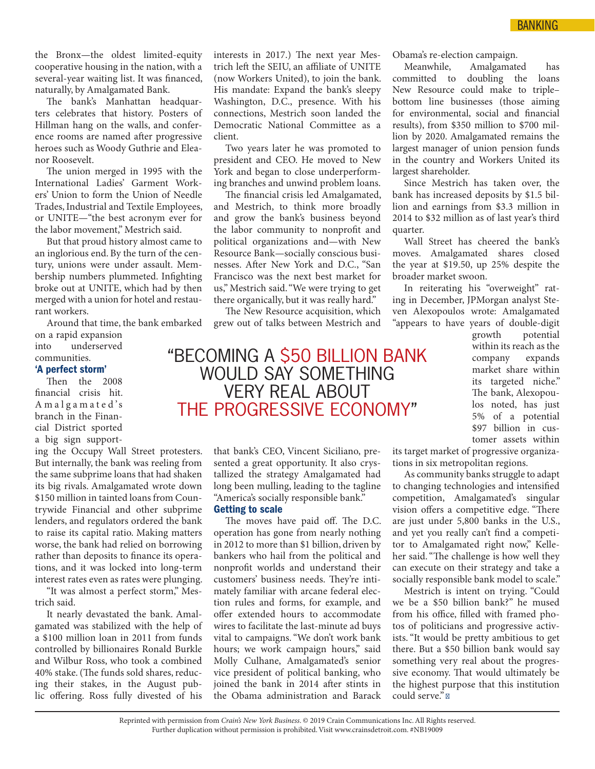the Bronx—the oldest limited-equity cooperative housing in the nation, with a several-year waiting list. It was financed, naturally, by Amalgamated Bank.

The bank's Manhattan headquarters celebrates that history. Posters of Hillman hang on the walls, and conference rooms are named after progressive heroes such as Woody Guthrie and Eleanor Roosevelt.

The union merged in 1995 with the International Ladies' Garment Workers' Union to form the Union of Needle Trades, Industrial and Textile Employees, or UNITE—"the best acronym ever for the labor movement," Mestrich said.

But that proud history almost came to an inglorious end. By the turn of the century, unions were under assault. Membership numbers plummeted. Infighting broke out at UNITE, which had by then merged with a union for hotel and restaurant workers.

Around that time, the bank embarked on a rapid expansion into underserved communities.

## 'A perfect storm'

Then the 2008 financial crisis hit. Amalgamated's branch in the Financial District sported a big sign supporting the Occupy Wall Street protesters. But internally, the bank was reeling from the same subprime loans that had shaken its big rivals. Amalgamated wrote down $150 million in tainted loans from Countrywide Financial and other subprime lenders, and regulators ordered the bank to raise its capital ratio. Making matters worse, the bank had relied on borrowing rather than deposits to finance its operations, and it was locked into long-term interest rates even as rates were plunging.

"It was almost a perfect storm," Mestrich said.

It nearly devastated the bank. Amalgamated was stabilized with the help of a $100 million loan in 2011 from funds controlled by billionaires Ronald Burkle and Wilbur Ross, who took a combined 40% stake. (The funds sold shares, reducing their stakes, in the August public offering. Ross fully divested of his interests in 2017.) The next year Mestrich left the SEIU, an affiliate of UNITE (now Workers United), to join the bank. His mandate: Expand the bank's sleepy Washington, D.C., presence. With his connections, Mestrich soon landed the Democratic National Committee as a client.

Two years later he was promoted to president and CEO. He moved to New York and began to close underperforming branches and unwind problem loans.

The financial crisis led Amalgamated, and Mestrich, to think more broadly and grow the bank's business beyond the labor community to nonprofit and political organizations and—with New Resource Bank—socially conscious businesses. After New York and D.C., "San Francisco was the next best market for us," Mestrich said. "We were trying to get there organically, but it was really hard."

The New Resource acquisition, which grew out of talks between Mestrich and that bank's CEO, Vincent Siciliano, presented a great opportunity. It also crystallized the strategy Amalgamated had long been mulling, leading to the tagline "America's socially responsible bank."

> "BECOMING A $50 BILLION BANK WOULD SAY SOMETHING VERY REAL ABOUT THE PROGRESSIVE ECONOMY"

## Getting to scale

The moves have paid off. The D.C. operation has gone from nearly nothing in 2012 to more than $1 billion, driven by bankers who hail from the political and nonprofit worlds and understand their customers' business needs. They're intimately familiar with arcane federal election rules and forms, for example, and offer extended hours to accommodate wires to facilitate the last-minute ad buys vital to campaigns. "We don't work bank hours; we work campaign hours," said Molly Culhane, Amalgamated's senior vice president of political banking, who joined the bank in 2014 after stints in the Obama administration and Barack Obama's re-election campaign.

Meanwhile, Amalgamated has committed to doubling the loans New Resource could make to triple–bottom line businesses (those aiming for environmental, social and financial results), from $350 million to $700 million by 2020. Amalgamated remains the largest manager of union pension funds in the country and Workers United its largest shareholder.

Since Mestrich has taken over, the bank has increased deposits by $1.5 billion and earnings from $3.3 million in 2014 to $32 million as of last year's third quarter.

Wall Street has cheered the bank's moves. Amalgamated shares closed the year at $19.50, up 25% despite the broader market swoon.

In reiterating his "overweight" rating in December, JPMorgan analyst Steven Alexopoulos wrote: Amalgamated "appears to have years of double-digit growth potential within its reach as the company expands market share within its targeted niche." The bank, Alexopoulos noted, has just 5% of a potential $97 billion in customer assets within its target market of progressive organizations in six metropolitan regions.

As community banks struggle to adapt to changing technologies and intensified competition, Amalgamated's singular vision offers a competitive edge. "There are just under 5,800 banks in the U.S., and yet you really can't find a competitor to Amalgamated right now," Kelleher said. "The challenge is how well they can execute on their strategy and take a socially responsible bank model to scale."

Mestrich is intent on trying. "Could we be a $50 billion bank?" he mused from his office, filled with framed photos of politicians and progressive activists. "It would be pretty ambitious to get there. But a $50 billion bank would say something very real about the progressive economy. That would ultimately be the highest purpose that this institution could serve."

Reprinted with permission from *Crain's New York Business*. © 2019 Crain Communications Inc. All Rights reserved. Further duplication without permission is prohibited. Visit www.crainsdetroit.com. #NB19009